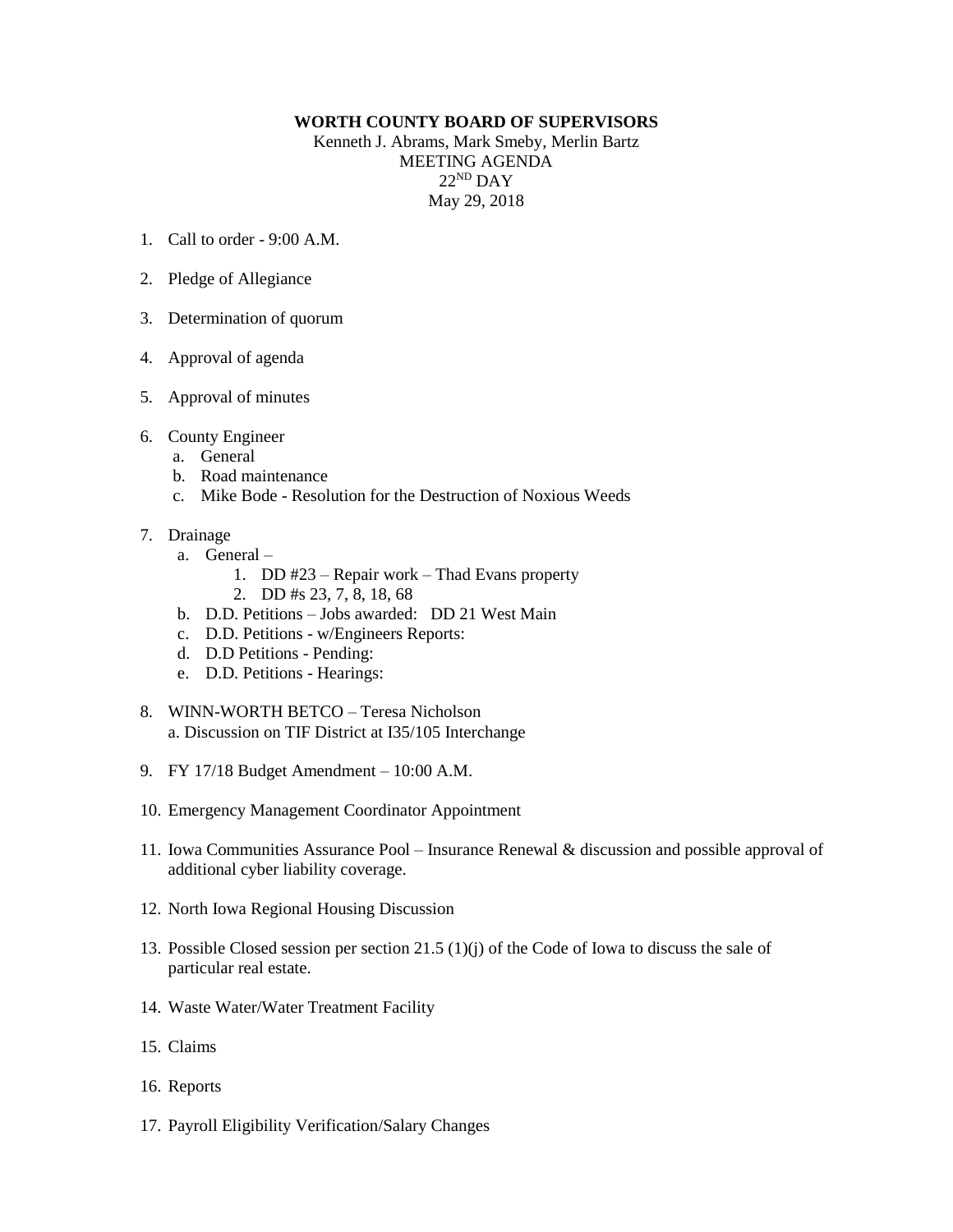**WORTH COUNTY BOARD OF SUPERVISORS**

Kenneth J. Abrams, Mark Smeby, Merlin Bartz
MEETING AGENDA
22ND DAY
May 29, 2018

1. Call to order - 9:00 A.M.

2. Pledge of Allegiance

3. Determination of quorum

4. Approval of agenda

5. Approval of minutes

6. County Engineer
   a. General
   b. Road maintenance
   c. Mike Bode - Resolution for the Destruction of Noxious Weeds

7. Drainage
   a. General –
      1. DD #23 – Repair work – Thad Evans property
      2. DD #s 23, 7, 8, 18, 68
   b. D.D. Petitions – Jobs awarded: DD 21 West Main
   c. D.D. Petitions - w/Engineers Reports:
   d. D.D Petitions - Pending:
   e. D.D. Petitions - Hearings:

8. WINN-WORTH BETCO – Teresa Nicholson
   a. Discussion on TIF District at I35/105 Interchange

9. FY 17/18 Budget Amendment – 10:00 A.M.

10. Emergency Management Coordinator Appointment

11. Iowa Communities Assurance Pool – Insurance Renewal & discussion and possible approval of additional cyber liability coverage.

12. North Iowa Regional Housing Discussion

13. Possible Closed session per section 21.5 (1)(j) of the Code of Iowa to discuss the sale of particular real estate.

14. Waste Water/Water Treatment Facility

15. Claims

16. Reports

17. Payroll Eligibility Verification/Salary Changes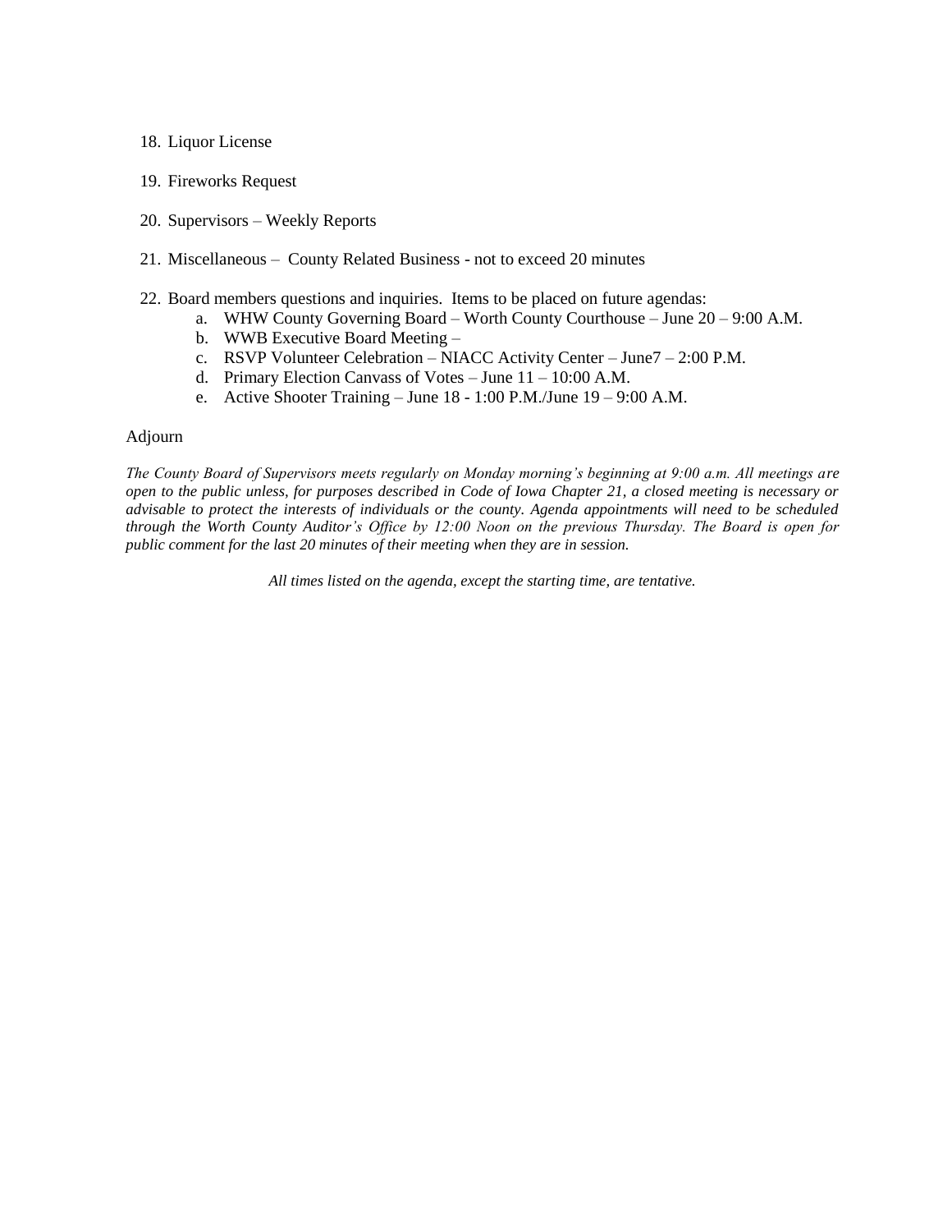18. Liquor License

19. Fireworks Request

20. Supervisors – Weekly Reports

21. Miscellaneous – County Related Business - not to exceed 20 minutes

22. Board members questions and inquiries. Items to be placed on future agendas:
    a. WHW County Governing Board – Worth County Courthouse – June 20 – 9:00 A.M.
    b. WWB Executive Board Meeting –
    c. RSVP Volunteer Celebration – NIACC Activity Center – June7 – 2:00 P.M.
    d. Primary Election Canvass of Votes – June 11 – 10:00 A.M.
    e. Active Shooter Training – June 18 - 1:00 P.M./June 19 – 9:00 A.M.

Adjourn

*The County Board of Supervisors meets regularly on Monday morning's beginning at 9:00 a.m. All meetings are open to the public unless, for purposes described in Code of Iowa Chapter 21, a closed meeting is necessary or advisable to protect the interests of individuals or the county. Agenda appointments will need to be scheduled through the Worth County Auditor's Office by 12:00 Noon on the previous Thursday. The Board is open for public comment for the last 20 minutes of their meeting when they are in session.*

*All times listed on the agenda, except the starting time, are tentative.*